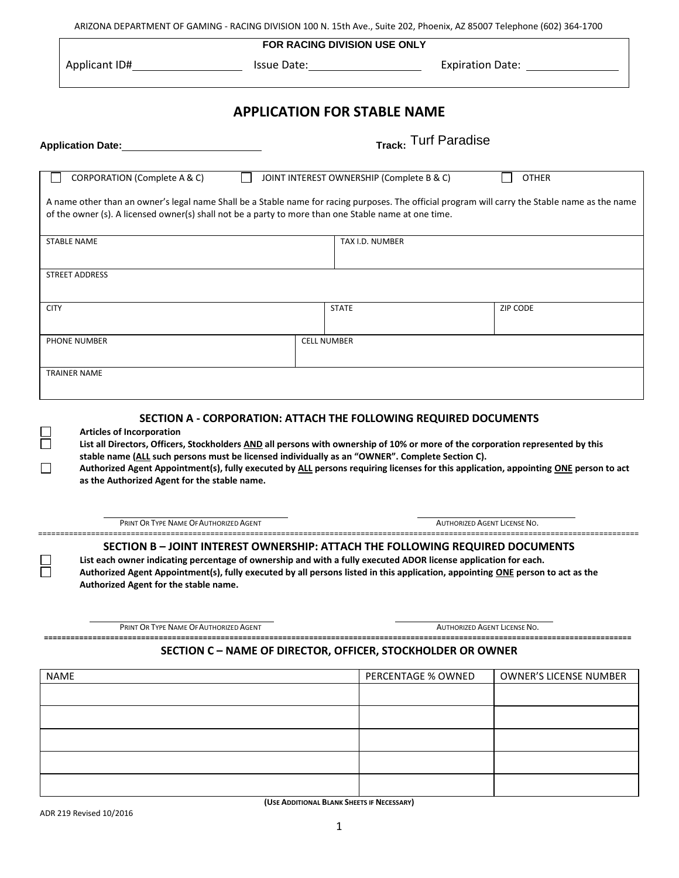ARIZONA DEPARTMENT OF GAMING - RACING DIVISION 100 N. 15th Ave., Suite 202, Phoenix, AZ 85007 Telephone (602) 364-1700

**FOR RACING DIVISION USE ONLY**

Applicant ID# ____________ Issue Date: ____________ Expiration Date: ____________

# APPLICATION FOR STABLE NAME

**Application Date:** ____________ **Track:** Turf Paradise

☐ CORPORATION (Complete A & C) ☐ JOINT INTEREST OWNERSHIP (Complete B & C) ☐ OTHER

A name other than an owner's legal name Shall be a Stable name for racing purposes. The official program will carry the Stable name as the name of the owner (s). A licensed owner(s) shall not be a party to more than one Stable name at one time.

| STABLE NAME | | TAX I.D. NUMBER |
|---|---|---|
| | | |

| STREET ADDRESS |
|---|
| |

| CITY | STATE | ZIP CODE |
|---|---|---|
| | | |

| PHONE NUMBER | CELL NUMBER |
|---|---|
| | |

| TRAINER NAME |
|---|
| |

## SECTION A - CORPORATION: ATTACH THE FOLLOWING REQUIRED DOCUMENTS

☐ **Articles of Incorporation**

☐ **List all Directors, Officers, Stockholders AND all persons with ownership of 10% or more of the corporation represented by this stable name (ALL such persons must be licensed individually as an "OWNER". Complete Section C).**

☐ **Authorized Agent Appointment(s), fully executed by ALL persons requiring licenses for this application, appointing ONE person to act as the Authorized Agent for the stable name.**

____________ PRINT OR TYPE NAME OF AUTHORIZED AGENT ____________ AUTHORIZED AGENT LICENSE NO.

## SECTION B – JOINT INTEREST OWNERSHIP: ATTACH THE FOLLOWING REQUIRED DOCUMENTS

☐ **List each owner indicating percentage of ownership and with a fully executed ADOR license application for each.**

☐ **Authorized Agent Appointment(s), fully executed by all persons listed in this application, appointing ONE person to act as the Authorized Agent for the stable name.**

____________ PRINT OR TYPE NAME OF AUTHORIZED AGENT ____________ AUTHORIZED AGENT LICENSE NO.

## SECTION C – NAME OF DIRECTOR, OFFICER, STOCKHOLDER OR OWNER

| NAME | PERCENTAGE % OWNED | OWNER'S LICENSE NUMBER |
|---|---|---|
| | | |
| | | |
| | | |
| | | |
| | | |

**(USE ADDITIONAL BLANK SHEETS IF NECESSARY)**

ADR 219 Revised 10/2016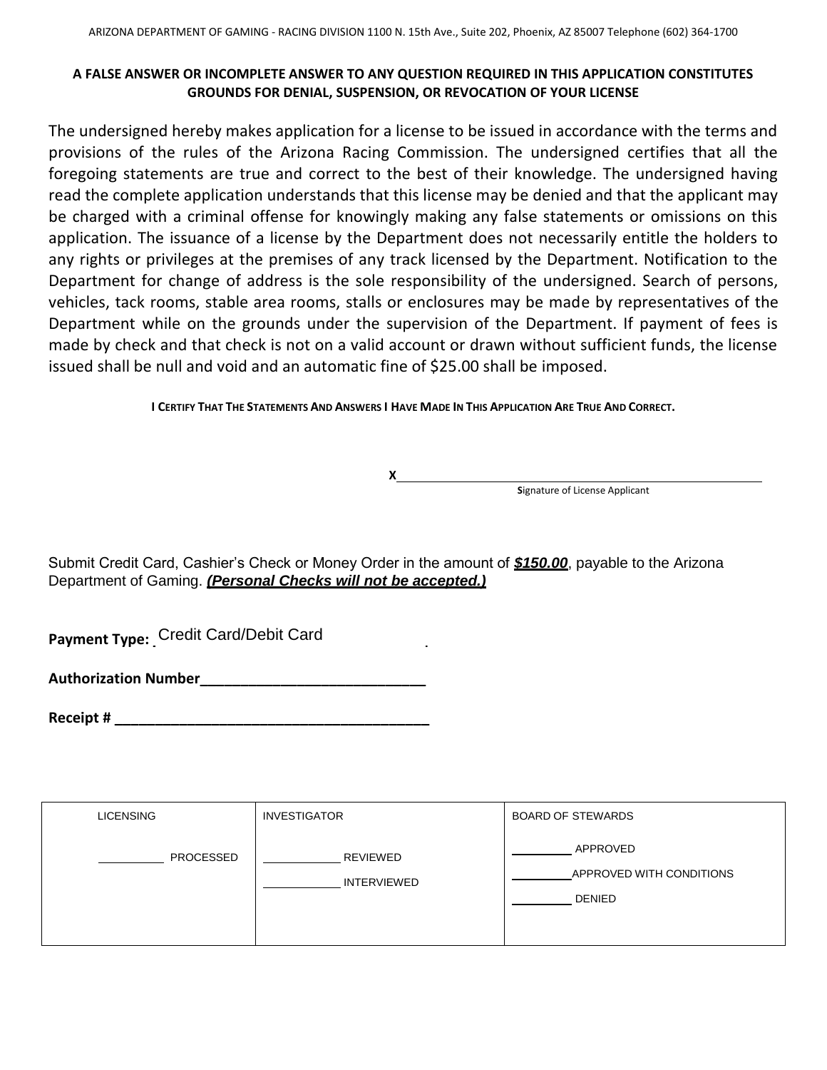ARIZONA DEPARTMENT OF GAMING - RACING DIVISION 1100 N. 15th Ave., Suite 202, Phoenix, AZ 85007 Telephone (602) 364-1700

**A FALSE ANSWER OR INCOMPLETE ANSWER TO ANY QUESTION REQUIRED IN THIS APPLICATION CONSTITUTES GROUNDS FOR DENIAL, SUSPENSION, OR REVOCATION OF YOUR LICENSE**

The undersigned hereby makes application for a license to be issued in accordance with the terms and provisions of the rules of the Arizona Racing Commission. The undersigned certifies that all the foregoing statements are true and correct to the best of their knowledge. The undersigned having read the complete application understands that this license may be denied and that the applicant may be charged with a criminal offense for knowingly making any false statements or omissions on this application. The issuance of a license by the Department does not necessarily entitle the holders to any rights or privileges at the premises of any track licensed by the Department. Notification to the Department for change of address is the sole responsibility of the undersigned. Search of persons, vehicles, tack rooms, stable area rooms, stalls or enclosures may be made by representatives of the Department while on the grounds under the supervision of the Department. If payment of fees is made by check and that check is not on a valid account or drawn without sufficient funds, the license issued shall be null and void and an automatic fine of $25.00 shall be imposed.

**I CERTIFY THAT THE STATEMENTS AND ANSWERS I HAVE MADE IN THIS APPLICATION ARE TRUE AND CORRECT.**

X______________________________________________

Signature of License Applicant

Submit Credit Card, Cashier's Check or Money Order in the amount of ***$150.00***, payable to the Arizona Department of Gaming. ***(Personal Checks will not be accepted.)***

**Payment Type:** Credit Card/Debit Card

**Authorization Number**____________________________

**Receipt #** ________________________________________

| LICENSING | INVESTIGATOR | BOARD OF STEWARDS |
|---|---|---|
| ________ PROCESSED | ________ REVIEWED<br>________ INTERVIEWED | ________ APPROVED<br>________ APPROVED WITH CONDITIONS<br>________ DENIED |